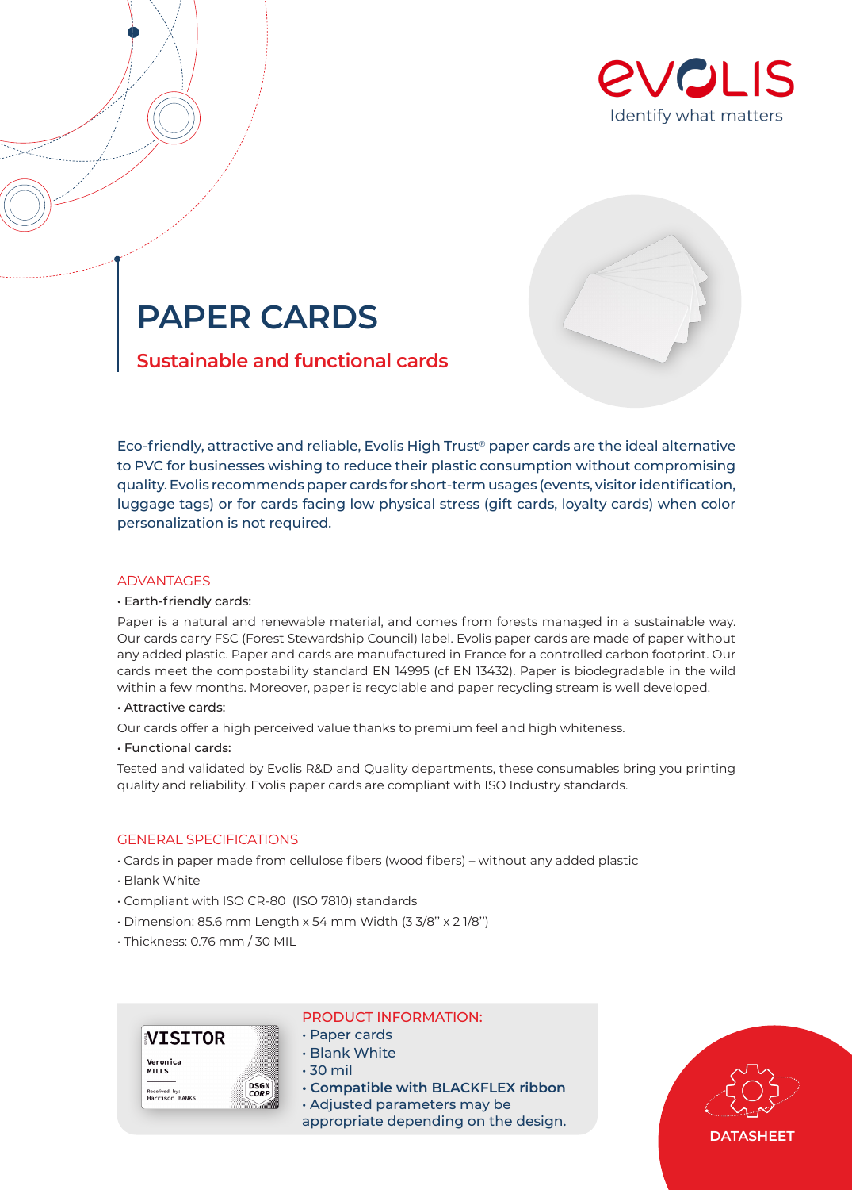EVOLIS
Identify what matters

# PAPER CARDS

## Sustainable and functional cards

Eco-friendly, attractive and reliable, Evolis High Trust® paper cards are the ideal alternative to PVC for businesses wishing to reduce their plastic consumption without compromising quality. Evolis recommends paper cards for short-term usages (events, visitor identification, luggage tags) or for cards facing low physical stress (gift cards, loyalty cards) when color personalization is not required.

### ADVANTAGES

• Earth-friendly cards:

Paper is a natural and renewable material, and comes from forests managed in a sustainable way. Our cards carry FSC (Forest Stewardship Council) label. Evolis paper cards are made of paper without any added plastic. Paper and cards are manufactured in France for a controlled carbon footprint. Our cards meet the compostability standard EN 14995 (cf EN 13432). Paper is biodegradable in the wild within a few months. Moreover, paper is recyclable and paper recycling stream is well developed.

• Attractive cards:

Our cards offer a high perceived value thanks to premium feel and high whiteness.

• Functional cards:

Tested and validated by Evolis R&D and Quality departments, these consumables bring you printing quality and reliability. Evolis paper cards are compliant with ISO Industry standards.

### GENERAL SPECIFICATIONS

- Cards in paper made from cellulose fibers (wood fibers) – without any added plastic
- Blank White
- Compliant with ISO CR-80 (ISO 7810) standards
- Dimension: 85.6 mm Length x 54 mm Width (3 3/8'' x 2 1/8'')
- Thickness: 0.76 mm / 30 MIL

### PRODUCT INFORMATION:

- Paper cards
- Blank White
- 30 mil
- **Compatible with BLACKFLEX ribbon**
- Adjusted parameters may be appropriate depending on the design.

DATASHEET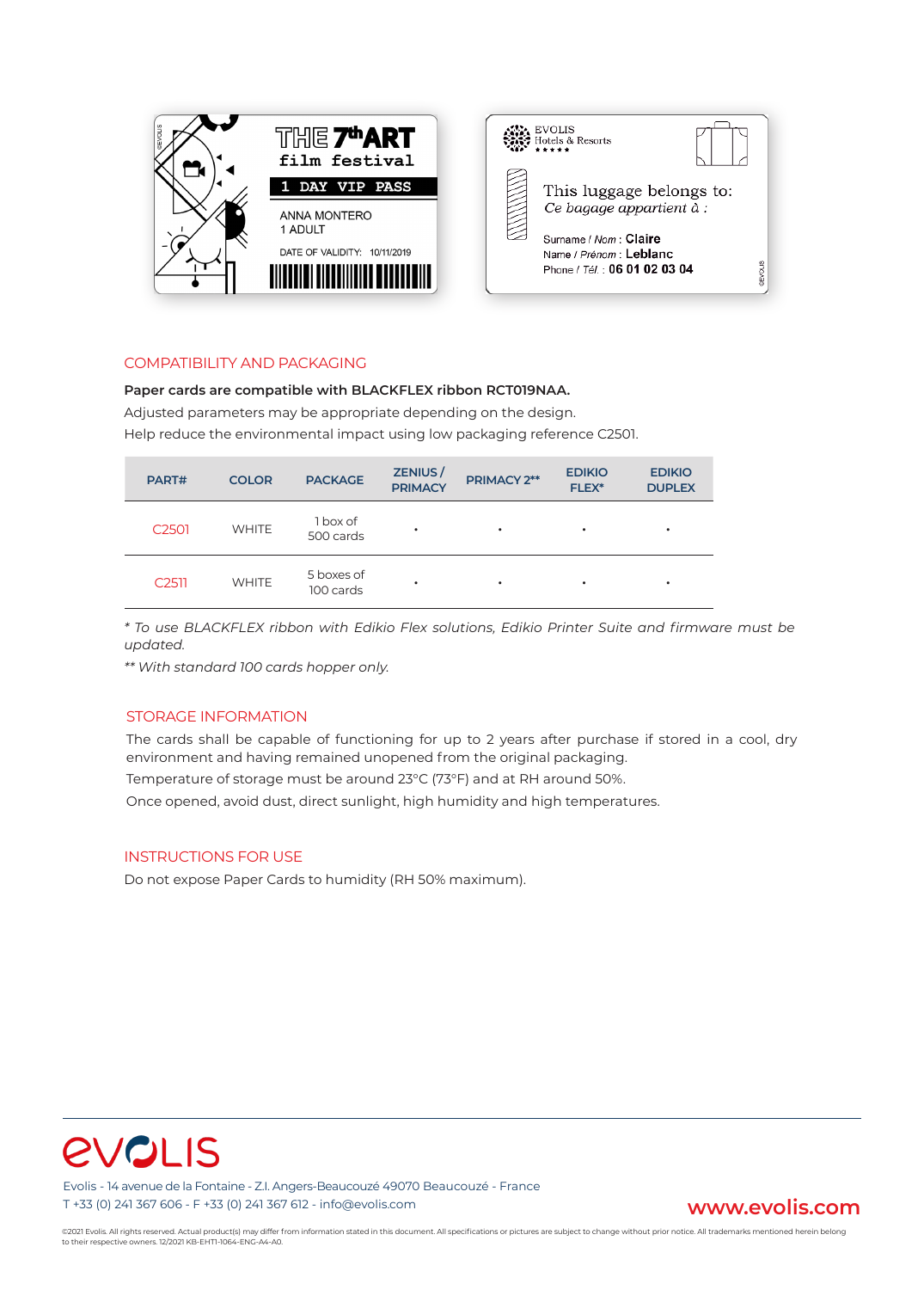## COMPATIBILITY AND PACKAGING

**Paper cards are compatible with BLACKFLEX ribbon RCT019NAA.**

Adjusted parameters may be appropriate depending on the design.

Help reduce the environmental impact using low packaging reference C2501.

| PART# | COLOR | PACKAGE | ZENIUS / PRIMACY | PRIMACY 2** | EDIKIO FLEX* | EDIKIO DUPLEX |
|---|---|---|---|---|---|---|
| C2501 | WHITE | 1 box of 500 cards | • | • | • | • |
| C2511 | WHITE | 5 boxes of 100 cards | • | • | • | • |

*\* To use BLACKFLEX ribbon with Edikio Flex solutions, Edikio Printer Suite and firmware must be updated.*

*\*\* With standard 100 cards hopper only.*

## STORAGE INFORMATION

The cards shall be capable of functioning for up to 2 years after purchase if stored in a cool, dry environment and having remained unopened from the original packaging.

Temperature of storage must be around 23°C (73°F) and at RH around 50%.

Once opened, avoid dust, direct sunlight, high humidity and high temperatures.

## INSTRUCTIONS FOR USE

Do not expose Paper Cards to humidity (RH 50% maximum).

Evolis - 14 avenue de la Fontaine - Z.I. Angers-Beaucouzé 49070 Beaucouzé - France
T +33 (0) 241 367 606 - F +33 (0) 241 367 612 - info@evolis.com

www.evolis.com

©2021 Evolis. All rights reserved. Actual product(s) may differ from information stated in this document. All specifications or pictures are subject to change without prior notice. All trademarks mentioned herein belong to their respective owners. 12/2021 KB-EHT1-1064-ENG-A4-A0.